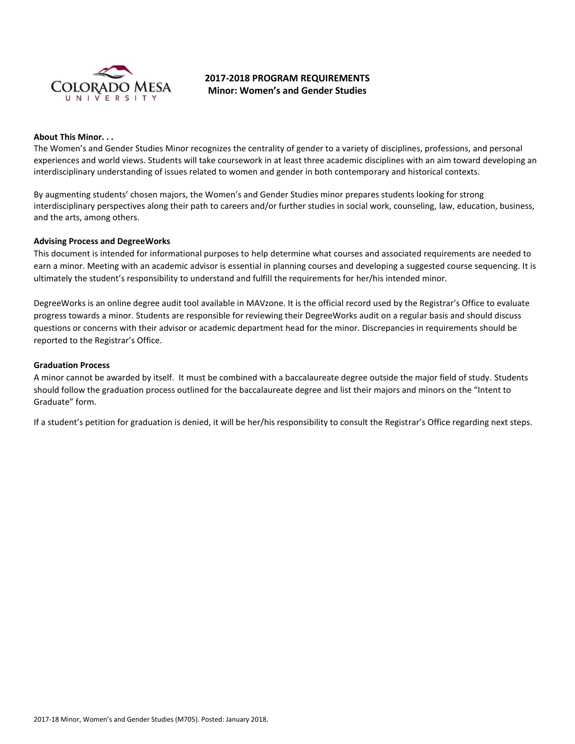# 2017-2018 PROGRAM REQUIREMENTS
## Minor: Women's and Gender Studies

**About This Minor. . .**

The Women's and Gender Studies Minor recognizes the centrality of gender to a variety of disciplines, professions, and personal experiences and world views. Students will take coursework in at least three academic disciplines with an aim toward developing an interdisciplinary understanding of issues related to women and gender in both contemporary and historical contexts.

By augmenting students' chosen majors, the Women's and Gender Studies minor prepares students looking for strong interdisciplinary perspectives along their path to careers and/or further studies in social work, counseling, law, education, business, and the arts, among others.

**Advising Process and DegreeWorks**

This document is intended for informational purposes to help determine what courses and associated requirements are needed to earn a minor. Meeting with an academic advisor is essential in planning courses and developing a suggested course sequencing. It is ultimately the student's responsibility to understand and fulfill the requirements for her/his intended minor.

DegreeWorks is an online degree audit tool available in MAVzone. It is the official record used by the Registrar's Office to evaluate progress towards a minor. Students are responsible for reviewing their DegreeWorks audit on a regular basis and should discuss questions or concerns with their advisor or academic department head for the minor. Discrepancies in requirements should be reported to the Registrar's Office.

**Graduation Process**

A minor cannot be awarded by itself. It must be combined with a baccalaureate degree outside the major field of study. Students should follow the graduation process outlined for the baccalaureate degree and list their majors and minors on the "Intent to Graduate" form.

If a student's petition for graduation is denied, it will be her/his responsibility to consult the Registrar's Office regarding next steps.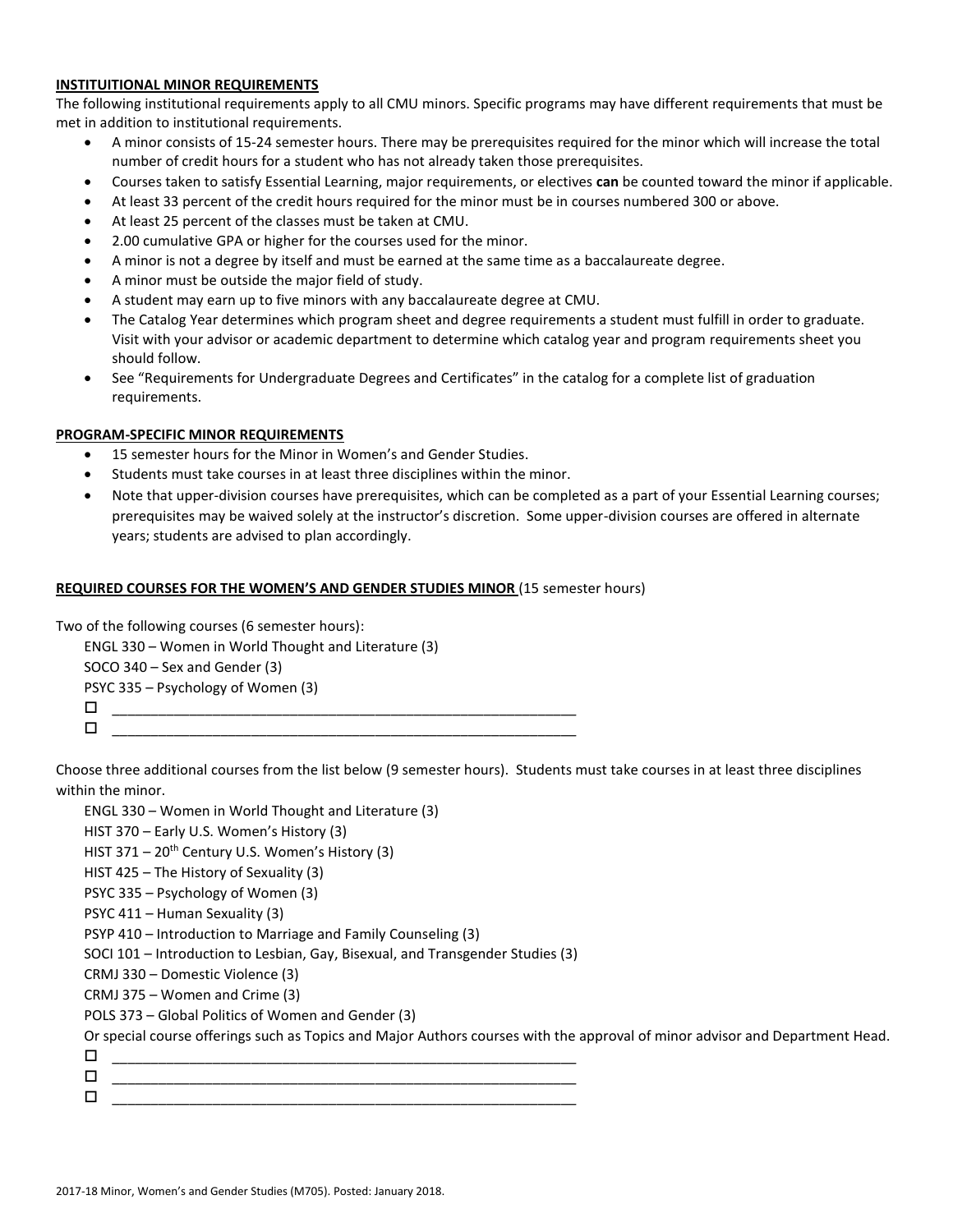**INSTITUITIONAL MINOR REQUIREMENTS**

The following institutional requirements apply to all CMU minors. Specific programs may have different requirements that must be met in addition to institutional requirements.

- A minor consists of 15-24 semester hours. There may be prerequisites required for the minor which will increase the total number of credit hours for a student who has not already taken those prerequisites.
- Courses taken to satisfy Essential Learning, major requirements, or electives **can** be counted toward the minor if applicable.
- At least 33 percent of the credit hours required for the minor must be in courses numbered 300 or above.
- At least 25 percent of the classes must be taken at CMU.
- 2.00 cumulative GPA or higher for the courses used for the minor.
- A minor is not a degree by itself and must be earned at the same time as a baccalaureate degree.
- A minor must be outside the major field of study.
- A student may earn up to five minors with any baccalaureate degree at CMU.
- The Catalog Year determines which program sheet and degree requirements a student must fulfill in order to graduate. Visit with your advisor or academic department to determine which catalog year and program requirements sheet you should follow.
- See "Requirements for Undergraduate Degrees and Certificates" in the catalog for a complete list of graduation requirements.

**PROGRAM-SPECIFIC MINOR REQUIREMENTS**

- 15 semester hours for the Minor in Women's and Gender Studies.
- Students must take courses in at least three disciplines within the minor.
- Note that upper-division courses have prerequisites, which can be completed as a part of your Essential Learning courses; prerequisites may be waived solely at the instructor's discretion. Some upper-division courses are offered in alternate years; students are advised to plan accordingly.

**REQUIRED COURSES FOR THE WOMEN'S AND GENDER STUDIES MINOR** (15 semester hours)

Two of the following courses (6 semester hours):

ENGL 330 – Women in World Thought and Literature (3)
SOCO 340 – Sex and Gender (3)
PSYC 335 – Psychology of Women (3)

- ☐ ____________________________________________
- ☐ ____________________________________________

Choose three additional courses from the list below (9 semester hours). Students must take courses in at least three disciplines within the minor.

ENGL 330 – Women in World Thought and Literature (3)
HIST 370 – Early U.S. Women's History (3)
HIST 371 – 20th Century U.S. Women's History (3)
HIST 425 – The History of Sexuality (3)
PSYC 335 – Psychology of Women (3)
PSYC 411 – Human Sexuality (3)
PSYP 410 – Introduction to Marriage and Family Counseling (3)
SOCI 101 – Introduction to Lesbian, Gay, Bisexual, and Transgender Studies (3)
CRMJ 330 – Domestic Violence (3)
CRMJ 375 – Women and Crime (3)
POLS 373 – Global Politics of Women and Gender (3)
Or special course offerings such as Topics and Major Authors courses with the approval of minor advisor and Department Head.

- ☐ ____________________________________________
- ☐ ____________________________________________
- ☐ ____________________________________________

2017-18 Minor, Women's and Gender Studies (M705). Posted: January 2018.